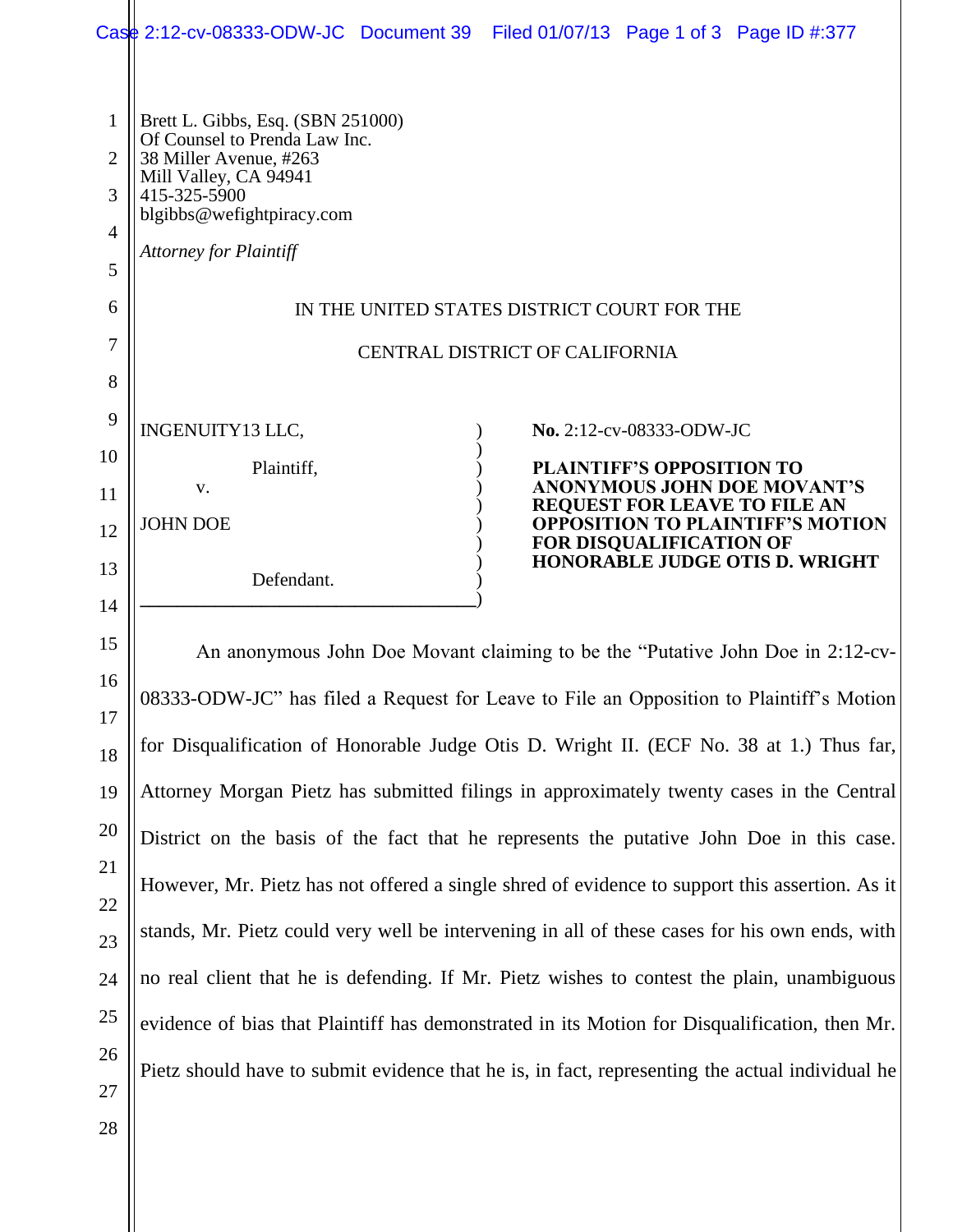Brett L. Gibbs, Esq. (SBN 251000)
Of Counsel to Prenda Law Inc.
38 Miller Avenue, #263
Mill Valley, CA 94941
415-325-5900
blgibbs@wefightpiracy.com

*Attorney for Plaintiff*

IN THE UNITED STATES DISTRICT COURT FOR THE

CENTRAL DISTRICT OF CALIFORNIA

INGENUITY13 LLC,

Plaintiff,

v.

JOHN DOE

Defendant.

**No.** 2:12-cv-08333-ODW-JC

**PLAINTIFF'S OPPOSITION TO ANONYMOUS JOHN DOE MOVANT'S REQUEST FOR LEAVE TO FILE AN OPPOSITION TO PLAINTIFF'S MOTION FOR DISQUALIFICATION OF HONORABLE JUDGE OTIS D. WRIGHT**

An anonymous John Doe Movant claiming to be the "Putative John Doe in 2:12-cv-08333-ODW-JC" has filed a Request for Leave to File an Opposition to Plaintiff's Motion for Disqualification of Honorable Judge Otis D. Wright II. (ECF No. 38 at 1.) Thus far, Attorney Morgan Pietz has submitted filings in approximately twenty cases in the Central District on the basis of the fact that he represents the putative John Doe in this case. However, Mr. Pietz has not offered a single shred of evidence to support this assertion. As it stands, Mr. Pietz could very well be intervening in all of these cases for his own ends, with no real client that he is defending. If Mr. Pietz wishes to contest the plain, unambiguous evidence of bias that Plaintiff has demonstrated in its Motion for Disqualification, then Mr. Pietz should have to submit evidence that he is, in fact, representing the actual individual he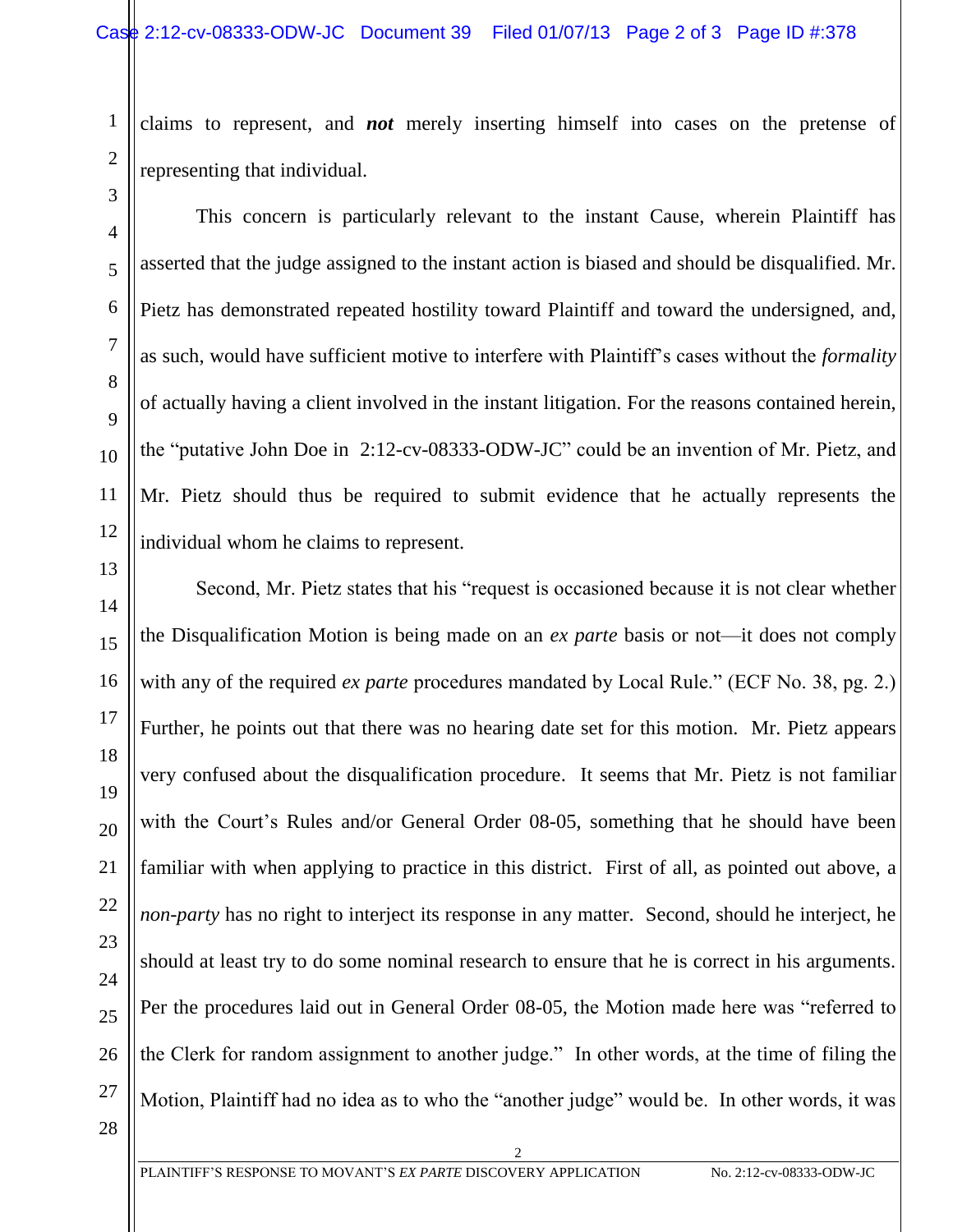claims to represent, and ***not*** merely inserting himself into cases on the pretense of representing that individual.

This concern is particularly relevant to the instant Cause, wherein Plaintiff has asserted that the judge assigned to the instant action is biased and should be disqualified. Mr. Pietz has demonstrated repeated hostility toward Plaintiff and toward the undersigned, and, as such, would have sufficient motive to interfere with Plaintiff's cases without the *formality* of actually having a client involved in the instant litigation. For the reasons contained herein, the "putative John Doe in 2:12-cv-08333-ODW-JC" could be an invention of Mr. Pietz, and Mr. Pietz should thus be required to submit evidence that he actually represents the individual whom he claims to represent.

Second, Mr. Pietz states that his "request is occasioned because it is not clear whether the Disqualification Motion is being made on an *ex parte* basis or not—it does not comply with any of the required *ex parte* procedures mandated by Local Rule." (ECF No. 38, pg. 2.) Further, he points out that there was no hearing date set for this motion. Mr. Pietz appears very confused about the disqualification procedure. It seems that Mr. Pietz is not familiar with the Court's Rules and/or General Order 08-05, something that he should have been familiar with when applying to practice in this district. First of all, as pointed out above, a *non-party* has no right to interject its response in any matter. Second, should he interject, he should at least try to do some nominal research to ensure that he is correct in his arguments. Per the procedures laid out in General Order 08-05, the Motion made here was "referred to the Clerk for random assignment to another judge." In other words, at the time of filing the Motion, Plaintiff had no idea as to who the "another judge" would be. In other words, it was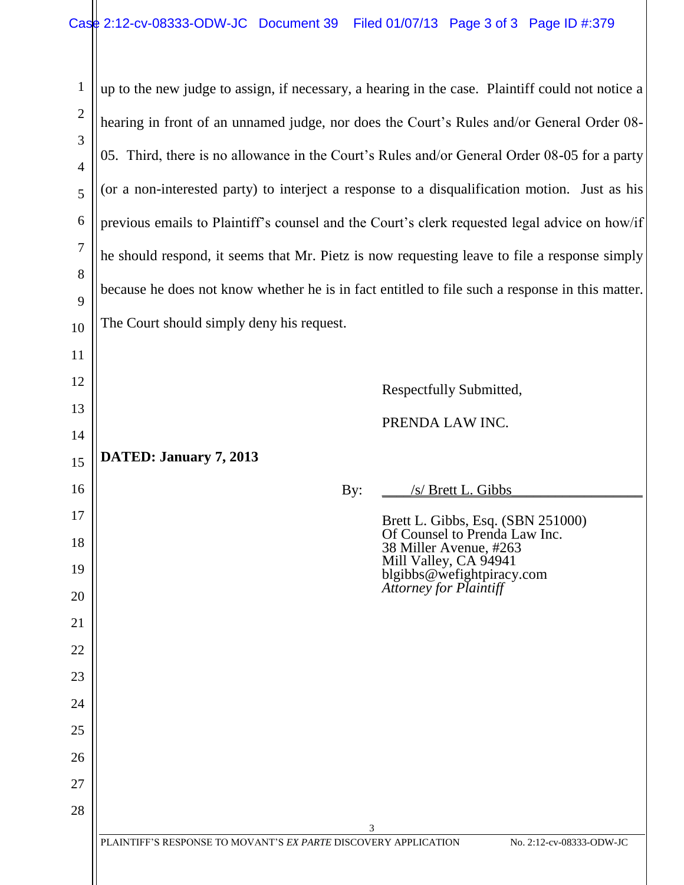up to the new judge to assign, if necessary, a hearing in the case. Plaintiff could not notice a hearing in front of an unnamed judge, nor does the Court's Rules and/or General Order 08-05. Third, there is no allowance in the Court's Rules and/or General Order 08-05 for a party (or a non-interested party) to interject a response to a disqualification motion. Just as his previous emails to Plaintiff's counsel and the Court's clerk requested legal advice on how/if he should respond, it seems that Mr. Pietz is now requesting leave to file a response simply because he does not know whether he is in fact entitled to file such a response in this matter. The Court should simply deny his request.

Respectfully Submitted,

PRENDA LAW INC.

**DATED: January 7, 2013**

By: /s/ Brett L. Gibbs

Brett L. Gibbs, Esq. (SBN 251000)
Of Counsel to Prenda Law Inc.
38 Miller Avenue, #263
Mill Valley, CA 94941
blgibbs@wefightpiracy.com
*Attorney for Plaintiff*

PLAINTIFF'S RESPONSE TO MOVANT'S *EX PARTE* DISCOVERY APPLICATION No. 2:12-cv-08333-ODW-JC